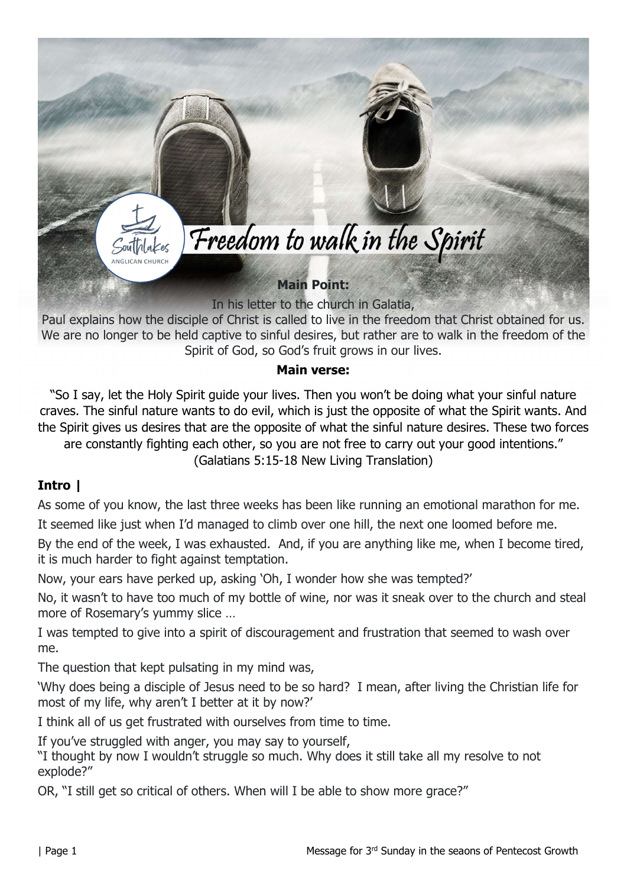# Freedom to walk in the Spirit

**Main Point:**

In his letter to the church in Galatia,
Paul explains how the disciple of Christ is called to live in the freedom that Christ obtained for us. We are no longer to be held captive to sinful desires, but rather are to walk in the freedom of the Spirit of God, so God's fruit grows in our lives.

**Main verse:**

"So I say, let the Holy Spirit guide your lives. Then you won't be doing what your sinful nature craves. The sinful nature wants to do evil, which is just the opposite of what the Spirit wants. And the Spirit gives us desires that are the opposite of what the sinful nature desires. These two forces are constantly fighting each other, so you are not free to carry out your good intentions."
(Galatians 5:15-18 New Living Translation)

## Intro |

As some of you know, the last three weeks has been like running an emotional marathon for me.

It seemed like just when I'd managed to climb over one hill, the next one loomed before me.

By the end of the week, I was exhausted. And, if you are anything like me, when I become tired, it is much harder to fight against temptation.

Now, your ears have perked up, asking 'Oh, I wonder how she was tempted?'

No, it wasn't to have too much of my bottle of wine, nor was it sneak over to the church and steal more of Rosemary's yummy slice …

I was tempted to give into a spirit of discouragement and frustration that seemed to wash over me.

The question that kept pulsating in my mind was,

'Why does being a disciple of Jesus need to be so hard? I mean, after living the Christian life for most of my life, why aren't I better at it by now?'

I think all of us get frustrated with ourselves from time to time.

If you've struggled with anger, you may say to yourself,
"I thought by now I wouldn't struggle so much. Why does it still take all my resolve to not explode?"

OR, "I still get so critical of others. When will I be able to show more grace?"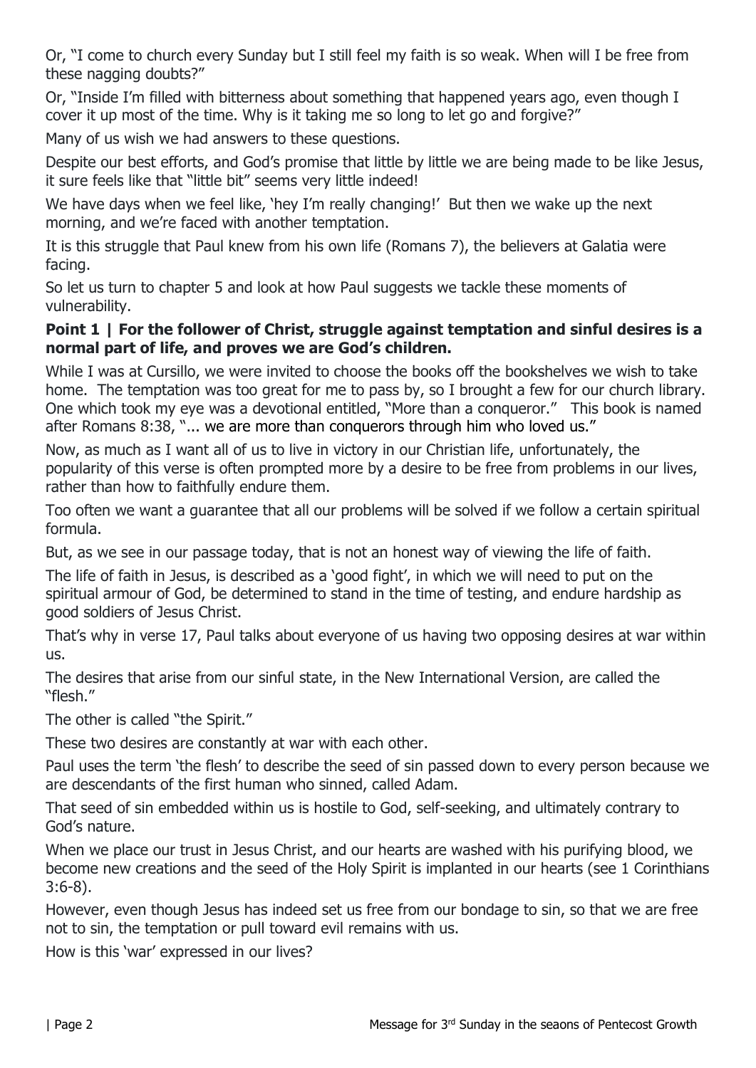Or, "I come to church every Sunday but I still feel my faith is so weak. When will I be free from these nagging doubts?"

Or, "Inside I'm filled with bitterness about something that happened years ago, even though I cover it up most of the time. Why is it taking me so long to let go and forgive?"

Many of us wish we had answers to these questions.

Despite our best efforts, and God's promise that little by little we are being made to be like Jesus, it sure feels like that "little bit" seems very little indeed!

We have days when we feel like, 'hey I'm really changing!' But then we wake up the next morning, and we're faced with another temptation.

It is this struggle that Paul knew from his own life (Romans 7), the believers at Galatia were facing.

So let us turn to chapter 5 and look at how Paul suggests we tackle these moments of vulnerability.

**Point 1 | For the follower of Christ, struggle against temptation and sinful desires is a normal part of life, and proves we are God's children.**

While I was at Cursillo, we were invited to choose the books off the bookshelves we wish to take home. The temptation was too great for me to pass by, so I brought a few for our church library. One which took my eye was a devotional entitled, "More than a conqueror." This book is named after Romans 8:38, "... we are more than conquerors through him who loved us."

Now, as much as I want all of us to live in victory in our Christian life, unfortunately, the popularity of this verse is often prompted more by a desire to be free from problems in our lives, rather than how to faithfully endure them.

Too often we want a guarantee that all our problems will be solved if we follow a certain spiritual formula.

But, as we see in our passage today, that is not an honest way of viewing the life of faith.

The life of faith in Jesus, is described as a 'good fight', in which we will need to put on the spiritual armour of God, be determined to stand in the time of testing, and endure hardship as good soldiers of Jesus Christ.

That's why in verse 17, Paul talks about everyone of us having two opposing desires at war within us.

The desires that arise from our sinful state, in the New International Version, are called the "flesh."

The other is called "the Spirit."

These two desires are constantly at war with each other.

Paul uses the term 'the flesh' to describe the seed of sin passed down to every person because we are descendants of the first human who sinned, called Adam.

That seed of sin embedded within us is hostile to God, self-seeking, and ultimately contrary to God's nature.

When we place our trust in Jesus Christ, and our hearts are washed with his purifying blood, we become new creations and the seed of the Holy Spirit is implanted in our hearts (see 1 Corinthians 3:6-8).

However, even though Jesus has indeed set us free from our bondage to sin, so that we are free not to sin, the temptation or pull toward evil remains with us.

How is this 'war' expressed in our lives?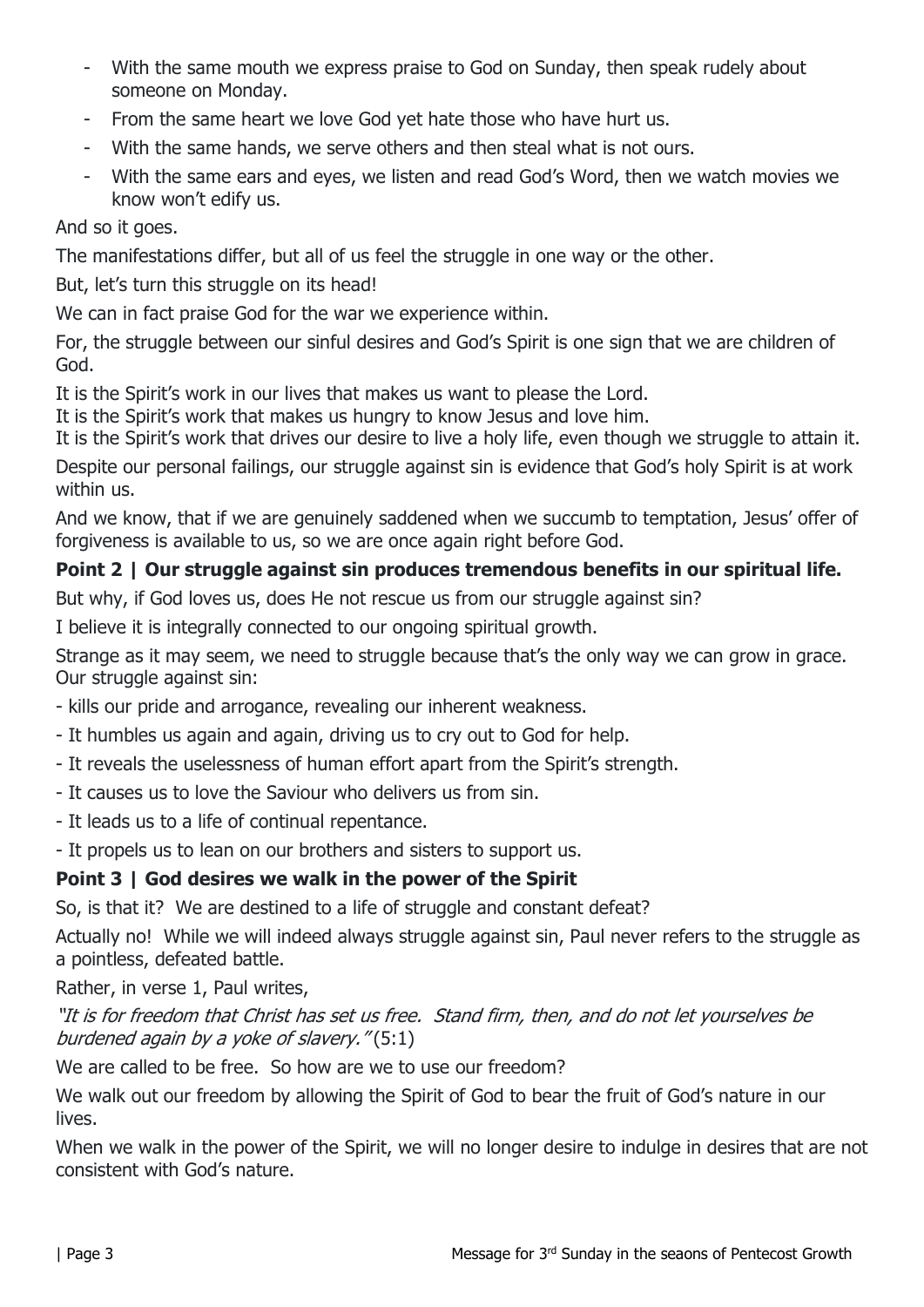- With the same mouth we express praise to God on Sunday, then speak rudely about someone on Monday.
- From the same heart we love God yet hate those who have hurt us.
- With the same hands, we serve others and then steal what is not ours.
- With the same ears and eyes, we listen and read God's Word, then we watch movies we know won't edify us.

And so it goes.

The manifestations differ, but all of us feel the struggle in one way or the other.

But, let's turn this struggle on its head!

We can in fact praise God for the war we experience within.

For, the struggle between our sinful desires and God's Spirit is one sign that we are children of God.

It is the Spirit's work in our lives that makes us want to please the Lord.
It is the Spirit's work that makes us hungry to know Jesus and love him.
It is the Spirit's work that drives our desire to live a holy life, even though we struggle to attain it.

Despite our personal failings, our struggle against sin is evidence that God's holy Spirit is at work within us.

And we know, that if we are genuinely saddened when we succumb to temptation, Jesus' offer of forgiveness is available to us, so we are once again right before God.

**Point 2 | Our struggle against sin produces tremendous benefits in our spiritual life.**

But why, if God loves us, does He not rescue us from our struggle against sin?

I believe it is integrally connected to our ongoing spiritual growth.

Strange as it may seem, we need to struggle because that's the only way we can grow in grace. Our struggle against sin:

- kills our pride and arrogance, revealing our inherent weakness.
- It humbles us again and again, driving us to cry out to God for help.
- It reveals the uselessness of human effort apart from the Spirit's strength.
- It causes us to love the Saviour who delivers us from sin.
- It leads us to a life of continual repentance.
- It propels us to lean on our brothers and sisters to support us.

**Point 3 | God desires we walk in the power of the Spirit**

So, is that it? We are destined to a life of struggle and constant defeat?

Actually no! While we will indeed always struggle against sin, Paul never refers to the struggle as a pointless, defeated battle.

Rather, in verse 1, Paul writes,

*"It is for freedom that Christ has set us free. Stand firm, then, and do not let yourselves be burdened again by a yoke of slavery."* (5:1)

We are called to be free. So how are we to use our freedom?

We walk out our freedom by allowing the Spirit of God to bear the fruit of God's nature in our lives.

When we walk in the power of the Spirit, we will no longer desire to indulge in desires that are not consistent with God's nature.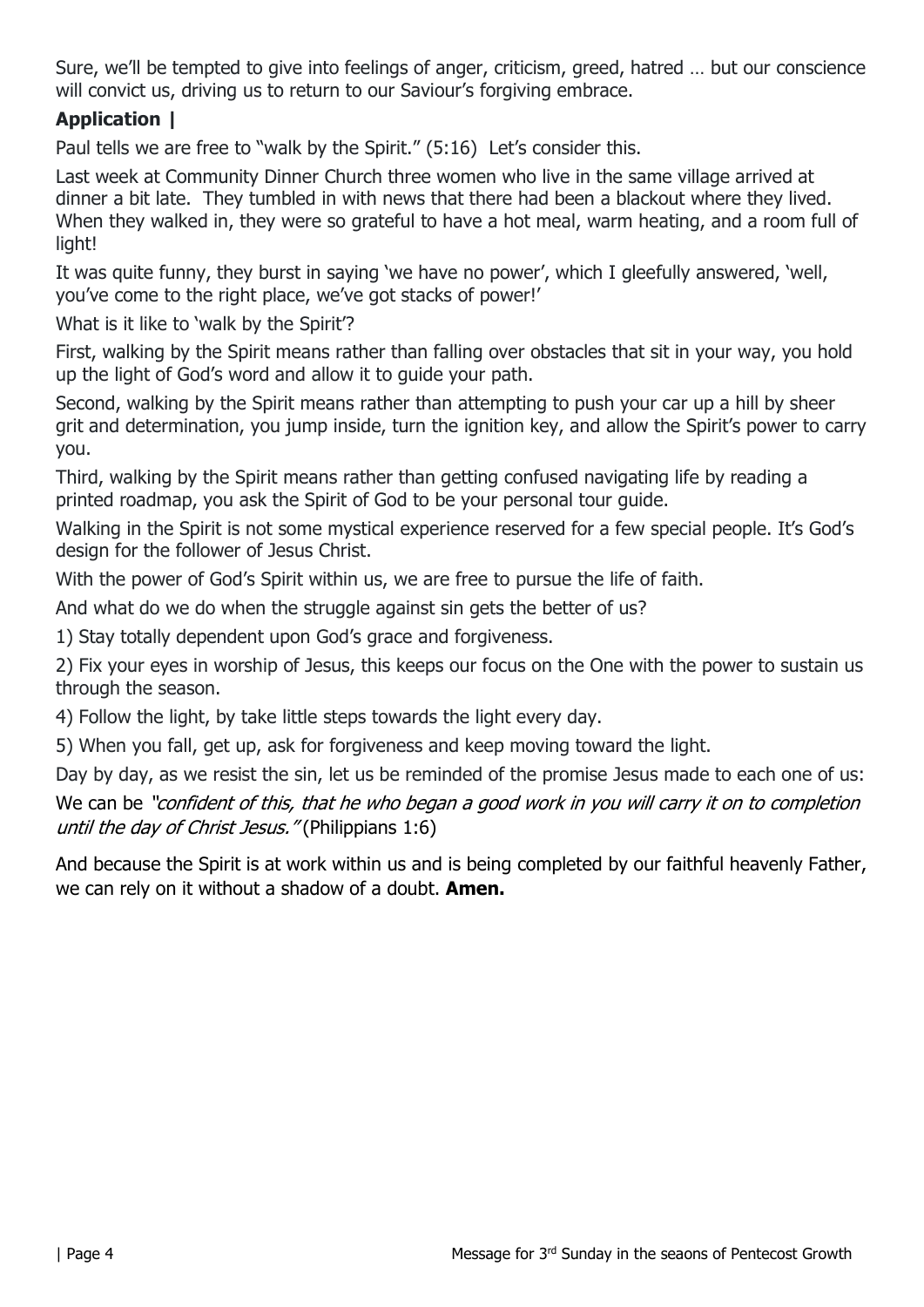Sure, we'll be tempted to give into feelings of anger, criticism, greed, hatred … but our conscience will convict us, driving us to return to our Saviour's forgiving embrace.

**Application |**

Paul tells we are free to "walk by the Spirit." (5:16) Let's consider this.

Last week at Community Dinner Church three women who live in the same village arrived at dinner a bit late. They tumbled in with news that there had been a blackout where they lived. When they walked in, they were so grateful to have a hot meal, warm heating, and a room full of light!

It was quite funny, they burst in saying 'we have no power', which I gleefully answered, 'well, you've come to the right place, we've got stacks of power!'

What is it like to 'walk by the Spirit'?

First, walking by the Spirit means rather than falling over obstacles that sit in your way, you hold up the light of God's word and allow it to guide your path.

Second, walking by the Spirit means rather than attempting to push your car up a hill by sheer grit and determination, you jump inside, turn the ignition key, and allow the Spirit's power to carry you.

Third, walking by the Spirit means rather than getting confused navigating life by reading a printed roadmap, you ask the Spirit of God to be your personal tour guide.

Walking in the Spirit is not some mystical experience reserved for a few special people. It's God's design for the follower of Jesus Christ.

With the power of God's Spirit within us, we are free to pursue the life of faith.

And what do we do when the struggle against sin gets the better of us?

1) Stay totally dependent upon God's grace and forgiveness.

2) Fix your eyes in worship of Jesus, this keeps our focus on the One with the power to sustain us through the season.

4) Follow the light, by take little steps towards the light every day.

5) When you fall, get up, ask for forgiveness and keep moving toward the light.

Day by day, as we resist the sin, let us be reminded of the promise Jesus made to each one of us:

We can be *"confident of this, that he who began a good work in you will carry it on to completion until the day of Christ Jesus."* (Philippians 1:6)

And because the Spirit is at work within us and is being completed by our faithful heavenly Father, we can rely on it without a shadow of a doubt. **Amen.**